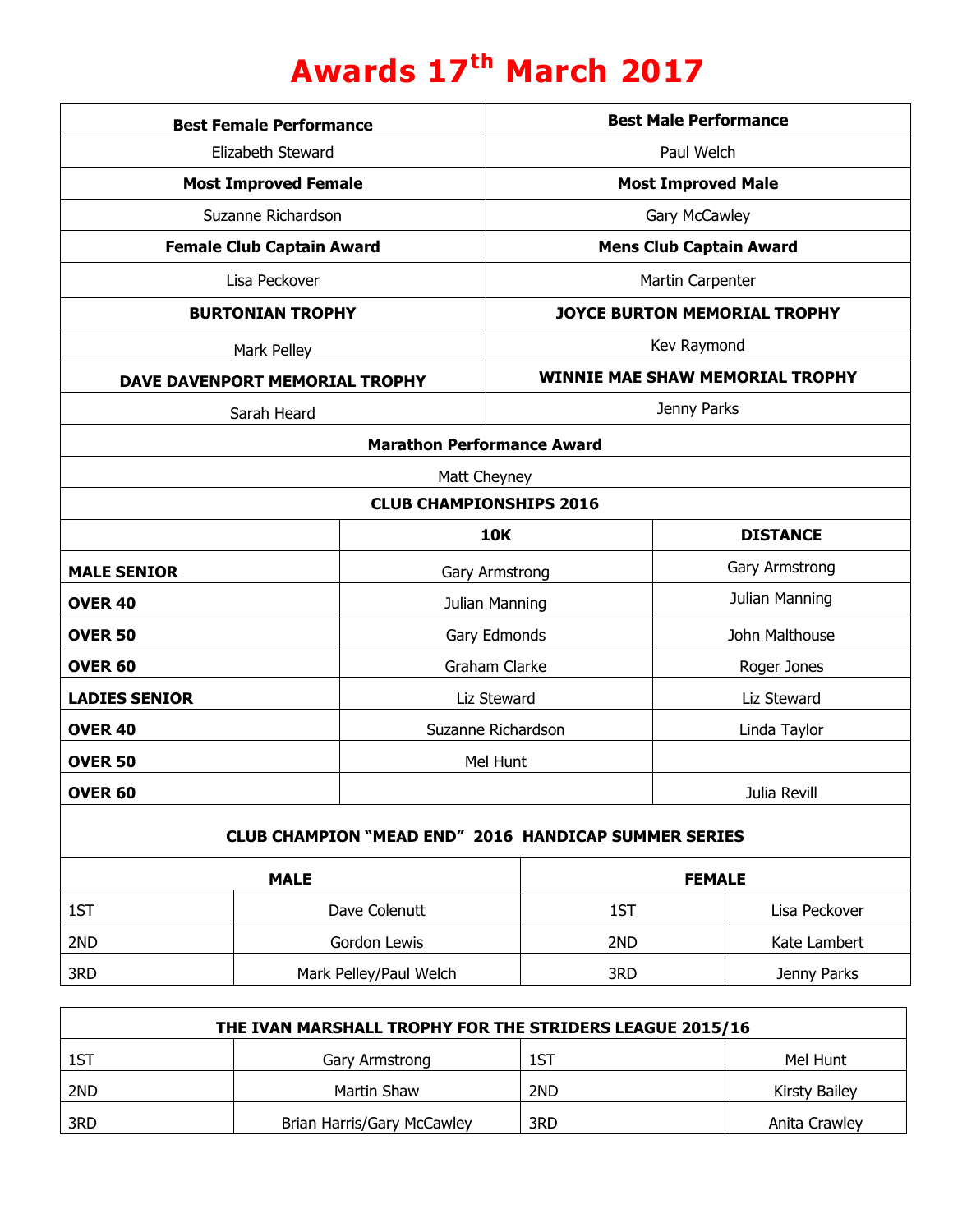# Awards 17th March 2017

| Best Female Performance | Best Male Performance |
|---|---|
| Elizabeth Steward | Paul Welch |
| **Most Improved Female** | **Most Improved Male** |
| Suzanne Richardson | Gary McCawley |
| **Female Club Captain Award** | **Mens Club Captain Award** |
| Lisa Peckover | Martin Carpenter |
| **BURTONIAN TROPHY** | **JOYCE BURTON MEMORIAL TROPHY** |
| Mark Pelley | Kev Raymond |
| **DAVE DAVENPORT MEMORIAL TROPHY** | **WINNIE MAE SHAW MEMORIAL TROPHY** |
| Sarah Heard | Jenny Parks |

| Marathon Performance Award |
|---|
| Matt Cheyney |

**CLUB CHAMPIONSHIPS 2016**

| | 10K | DISTANCE |
|---|---|---|
| **MALE SENIOR** | Gary Armstrong | Gary Armstrong |
| **OVER 40** | Julian Manning | Julian Manning |
| **OVER 50** | Gary Edmonds | John Malthouse |
| **OVER 60** | Graham Clarke | Roger Jones |
| **LADIES SENIOR** | Liz Steward | Liz Steward |
| **OVER 40** | Suzanne Richardson | Linda Taylor |
| **OVER 50** | Mel Hunt | |
| **OVER 60** | | Julia Revill |

**CLUB CHAMPION "MEAD END" 2016 HANDICAP SUMMER SERIES**

| MALE | | FEMALE | |
|---|---|---|---|
| 1ST | Dave Colenutt | 1ST | Lisa Peckover |
| 2ND | Gordon Lewis | 2ND | Kate Lambert |
| 3RD | Mark Pelley/Paul Welch | 3RD | Jenny Parks |

**THE IVAN MARSHALL TROPHY FOR THE STRIDERS LEAGUE 2015/16**

| | | | |
|---|---|---|---|
| 1ST | Gary Armstrong | 1ST | Mel Hunt |
| 2ND | Martin Shaw | 2ND | Kirsty Bailey |
| 3RD | Brian Harris/Gary McCawley | 3RD | Anita Crawley |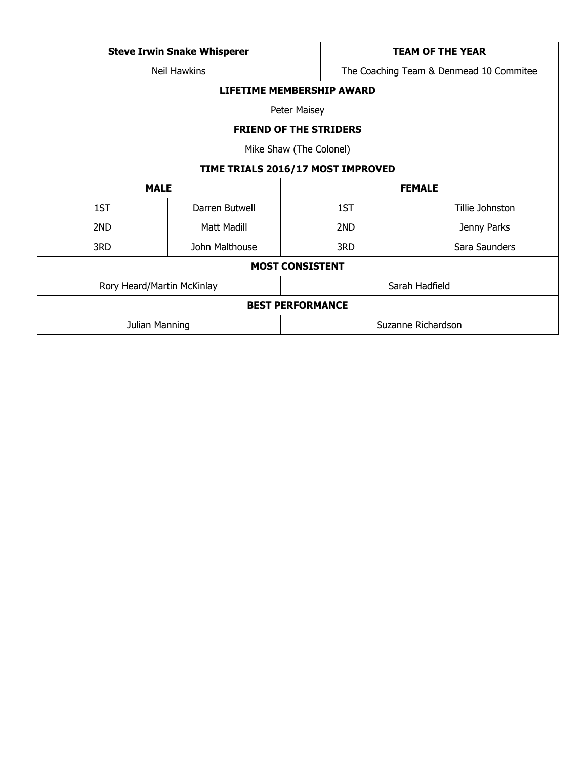| **Steve Irwin Snake Whisperer** | | **TEAM OF THE YEAR** | |
|---|---|---|---|
| Neil Hawkins | | The Coaching Team & Denmead 10 Commitee | |
| **LIFETIME MEMBERSHIP AWARD** | | | |
| Peter Maisey | | | |
| **FRIEND OF THE STRIDERS** | | | |
| Mike Shaw (The Colonel) | | | |
| **TIME TRIALS 2016/17 MOST IMPROVED** | | | |
| **MALE** | | **FEMALE** | |
| 1ST | Darren Butwell | 1ST | Tillie Johnston |
| 2ND | Matt Madill | 2ND | Jenny Parks |
| 3RD | John Malthouse | 3RD | Sara Saunders |
| **MOST CONSISTENT** | | | |
| Rory Heard/Martin McKinlay | | Sarah Hadfield | |
| **BEST PERFORMANCE** | | | |
| Julian Manning | | Suzanne Richardson | |